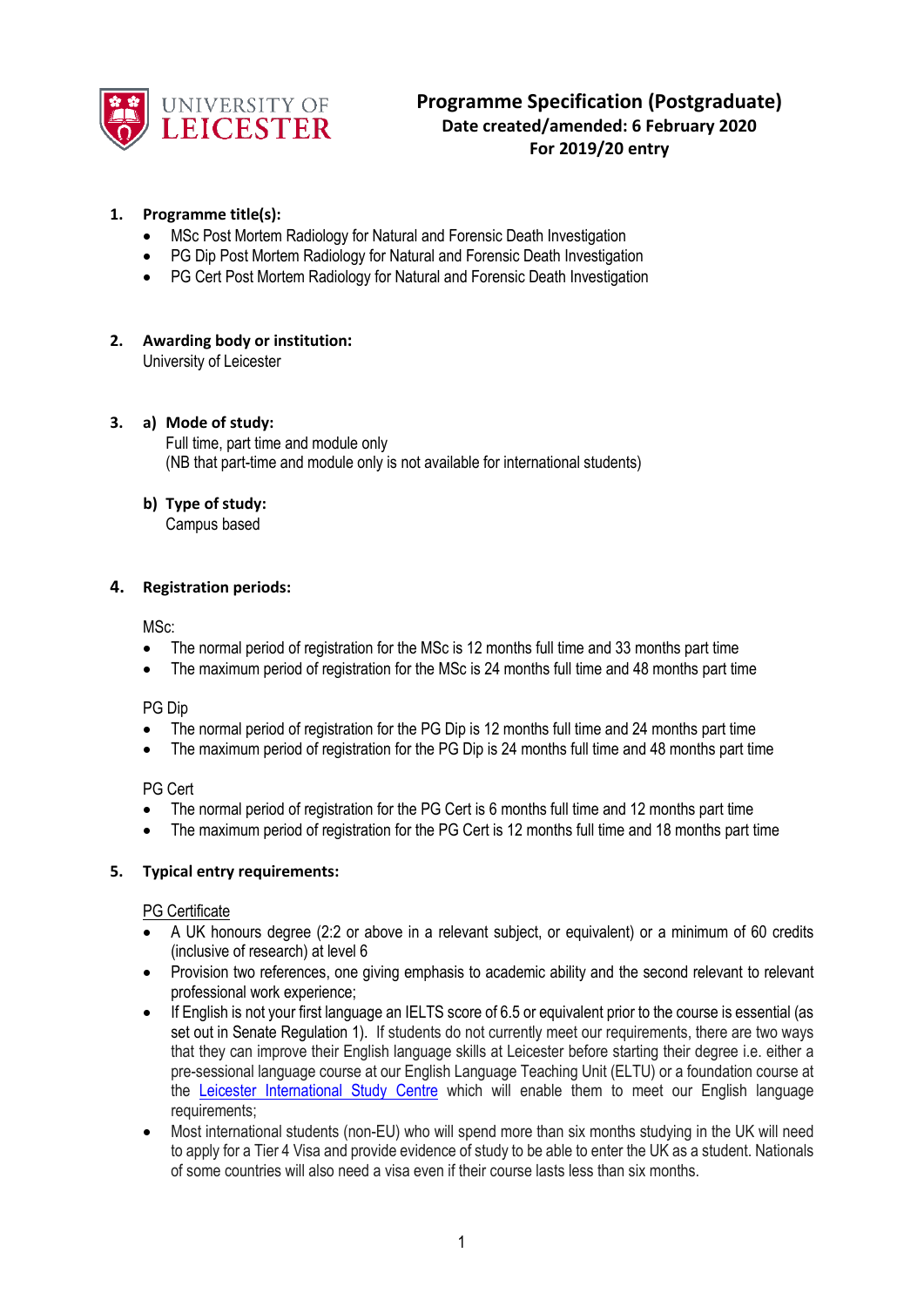UNIVERSITY OF LEICESTER

# Programme Specification (Postgraduate)

**Date created/amended: 6 February 2020**
**For 2019/20 entry**

## 1. Programme title(s):

- MSc Post Mortem Radiology for Natural and Forensic Death Investigation
- PG Dip Post Mortem Radiology for Natural and Forensic Death Investigation
- PG Cert Post Mortem Radiology for Natural and Forensic Death Investigation

## 2. Awarding body or institution:

University of Leicester

## 3. a) Mode of study:

Full time, part time and module only
(NB that part-time and module only is not available for international students)

### b) Type of study:

Campus based

## 4. Registration periods:

MSc:

- The normal period of registration for the MSc is 12 months full time and 33 months part time
- The maximum period of registration for the MSc is 24 months full time and 48 months part time

PG Dip

- The normal period of registration for the PG Dip is 12 months full time and 24 months part time
- The maximum period of registration for the PG Dip is 24 months full time and 48 months part time

PG Cert

- The normal period of registration for the PG Cert is 6 months full time and 12 months part time
- The maximum period of registration for the PG Cert is 12 months full time and 18 months part time

## 5. Typical entry requirements:

<u>PG Certificate</u>

- A UK honours degree (2:2 or above in a relevant subject, or equivalent) or a minimum of 60 credits (inclusive of research) at level 6
- Provision two references, one giving emphasis to academic ability and the second relevant to relevant professional work experience;
- If English is not your first language an IELTS score of 6.5 or equivalent prior to the course is essential (as set out in Senate Regulation 1). If students do not currently meet our requirements, there are two ways that they can improve their English language skills at Leicester before starting their degree i.e. either a pre-sessional language course at our English Language Teaching Unit (ELTU) or a foundation course at the Leicester International Study Centre which will enable them to meet our English language requirements;
- Most international students (non-EU) who will spend more than six months studying in the UK will need to apply for a Tier 4 Visa and provide evidence of study to be able to enter the UK as a student. Nationals of some countries will also need a visa even if their course lasts less than six months.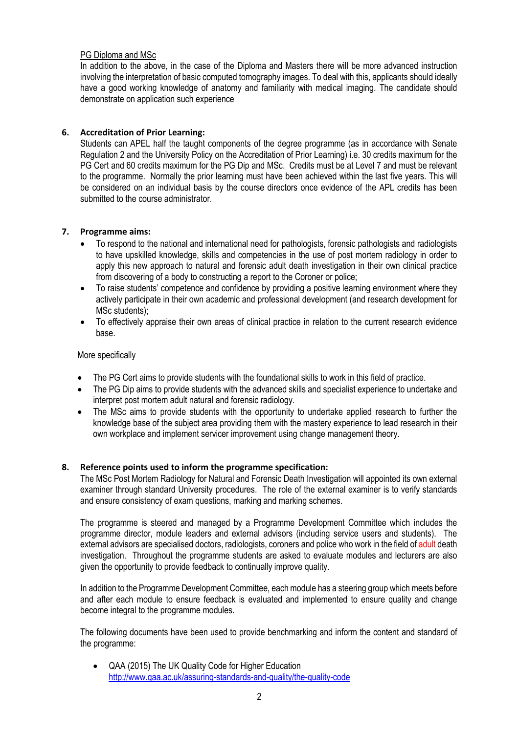PG Diploma and MSc

In addition to the above, in the case of the Diploma and Masters there will be more advanced instruction involving the interpretation of basic computed tomography images. To deal with this, applicants should ideally have a good working knowledge of anatomy and familiarity with medical imaging. The candidate should demonstrate on application such experience

**6. Accreditation of Prior Learning:**

Students can APEL half the taught components of the degree programme (as in accordance with Senate Regulation 2 and the University Policy on the Accreditation of Prior Learning) i.e. 30 credits maximum for the PG Cert and 60 credits maximum for the PG Dip and MSc. Credits must be at Level 7 and must be relevant to the programme. Normally the prior learning must have been achieved within the last five years. This will be considered on an individual basis by the course directors once evidence of the APL credits has been submitted to the course administrator.

**7. Programme aims:**

- To respond to the national and international need for pathologists, forensic pathologists and radiologists to have upskilled knowledge, skills and competencies in the use of post mortem radiology in order to apply this new approach to natural and forensic adult death investigation in their own clinical practice from discovering of a body to constructing a report to the Coroner or police;
- To raise students' competence and confidence by providing a positive learning environment where they actively participate in their own academic and professional development (and research development for MSc students);
- To effectively appraise their own areas of clinical practice in relation to the current research evidence base.

More specifically

- The PG Cert aims to provide students with the foundational skills to work in this field of practice.
- The PG Dip aims to provide students with the advanced skills and specialist experience to undertake and interpret post mortem adult natural and forensic radiology.
- The MSc aims to provide students with the opportunity to undertake applied research to further the knowledge base of the subject area providing them with the mastery experience to lead research in their own workplace and implement servicer improvement using change management theory.

**8. Reference points used to inform the programme specification:**

The MSc Post Mortem Radiology for Natural and Forensic Death Investigation will appointed its own external examiner through standard University procedures. The role of the external examiner is to verify standards and ensure consistency of exam questions, marking and marking schemes.

The programme is steered and managed by a Programme Development Committee which includes the programme director, module leaders and external advisors (including service users and students). The external advisors are specialised doctors, radiologists, coroners and police who work in the field of adult death investigation. Throughout the programme students are asked to evaluate modules and lecturers are also given the opportunity to provide feedback to continually improve quality.

In addition to the Programme Development Committee, each module has a steering group which meets before and after each module to ensure feedback is evaluated and implemented to ensure quality and change become integral to the programme modules.

The following documents have been used to provide benchmarking and inform the content and standard of the programme:

- QAA (2015) The UK Quality Code for Higher Education
  http://www.qaa.ac.uk/assuring-standards-and-quality/the-quality-code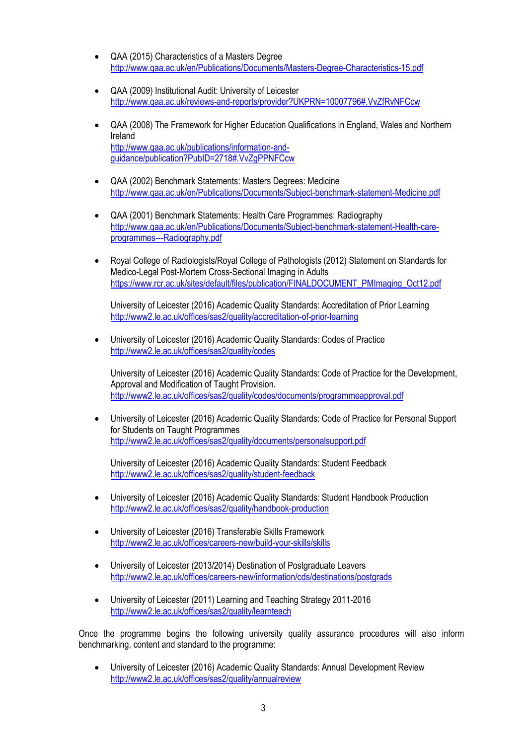- QAA (2015) Characteristics of a Masters Degree
  http://www.qaa.ac.uk/en/Publications/Documents/Masters-Degree-Characteristics-15.pdf

- QAA (2009) Institutional Audit: University of Leicester
  http://www.qaa.ac.uk/reviews-and-reports/provider?UKPRN=10007796#.VvZfRvNFCcw

- QAA (2008) The Framework for Higher Education Qualifications in England, Wales and Northern Ireland
  http://www.qaa.ac.uk/publications/information-and-guidance/publication?PubID=2718#.VvZgPPNFCcw

- QAA (2002) Benchmark Statements: Masters Degrees: Medicine
  http://www.qaa.ac.uk/en/Publications/Documents/Subject-benchmark-statement-Medicine.pdf

- QAA (2001) Benchmark Statements: Health Care Programmes: Radiography
  http://www.qaa.ac.uk/en/Publications/Documents/Subject-benchmark-statement-Health-care-programmes---Radiography.pdf

- Royal College of Radiologists/Royal College of Pathologists (2012) Statement on Standards for Medico-Legal Post-Mortem Cross-Sectional Imaging in Adults
  https://www.rcr.ac.uk/sites/default/files/publication/FINALDOCUMENT_PMImaging_Oct12.pdf

  University of Leicester (2016) Academic Quality Standards: Accreditation of Prior Learning
  http://www2.le.ac.uk/offices/sas2/quality/accreditation-of-prior-learning

- University of Leicester (2016) Academic Quality Standards: Codes of Practice
  http://www2.le.ac.uk/offices/sas2/quality/codes

  University of Leicester (2016) Academic Quality Standards: Code of Practice for the Development, Approval and Modification of Taught Provision.
  http://www2.le.ac.uk/offices/sas2/quality/codes/documents/programmeapproval.pdf

- University of Leicester (2016) Academic Quality Standards: Code of Practice for Personal Support for Students on Taught Programmes
  http://www2.le.ac.uk/offices/sas2/quality/documents/personalsupport.pdf

  University of Leicester (2016) Academic Quality Standards: Student Feedback
  http://www2.le.ac.uk/offices/sas2/quality/student-feedback

- University of Leicester (2016) Academic Quality Standards: Student Handbook Production
  http://www2.le.ac.uk/offices/sas2/quality/handbook-production

- University of Leicester (2016) Transferable Skills Framework
  http://www2.le.ac.uk/offices/careers-new/build-your-skills/skills

- University of Leicester (2013/2014) Destination of Postgraduate Leavers
  http://www2.le.ac.uk/offices/careers-new/information/cds/destinations/postgrads

- University of Leicester (2011) Learning and Teaching Strategy 2011-2016
  http://www2.le.ac.uk/offices/sas2/quality/learnteach

Once the programme begins the following university quality assurance procedures will also inform benchmarking, content and standard to the programme:

- University of Leicester (2016) Academic Quality Standards: Annual Development Review
  http://www2.le.ac.uk/offices/sas2/quality/annualreview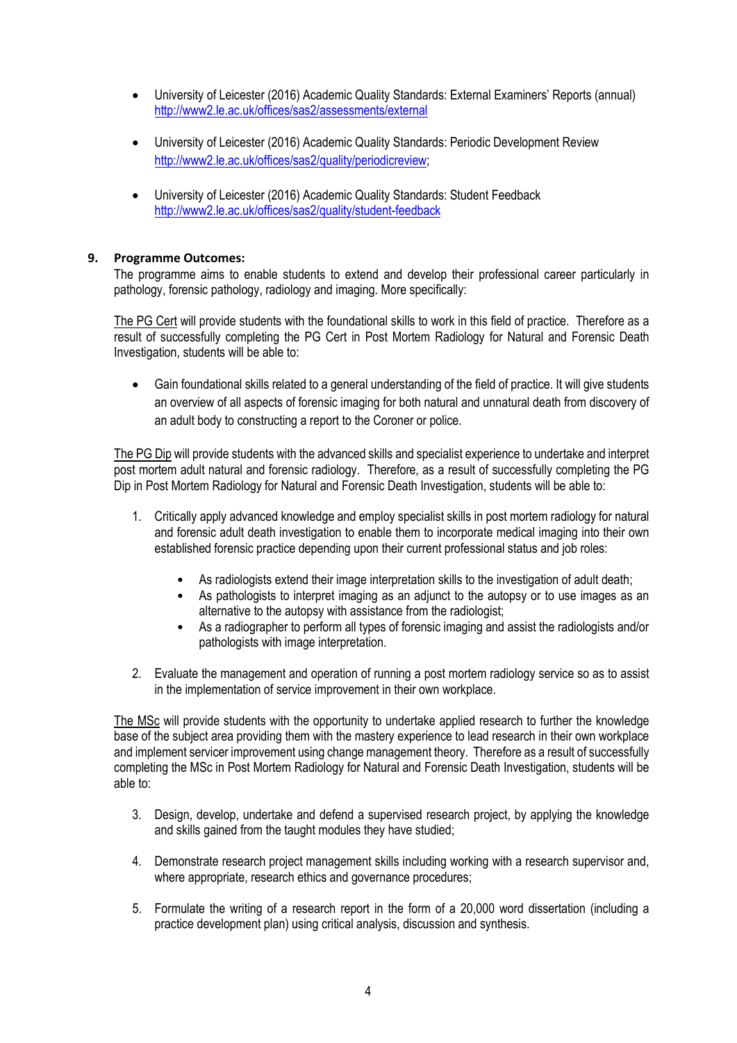- University of Leicester (2016) Academic Quality Standards: External Examiners' Reports (annual) http://www2.le.ac.uk/offices/sas2/assessments/external

- University of Leicester (2016) Academic Quality Standards: Periodic Development Review http://www2.le.ac.uk/offices/sas2/quality/periodicreview;

- University of Leicester (2016) Academic Quality Standards: Student Feedback http://www2.le.ac.uk/offices/sas2/quality/student-feedback

## 9. Programme Outcomes:

The programme aims to enable students to extend and develop their professional career particularly in pathology, forensic pathology, radiology and imaging. More specifically:

The PG Cert will provide students with the foundational skills to work in this field of practice. Therefore as a result of successfully completing the PG Cert in Post Mortem Radiology for Natural and Forensic Death Investigation, students will be able to:

- Gain foundational skills related to a general understanding of the field of practice. It will give students an overview of all aspects of forensic imaging for both natural and unnatural death from discovery of an adult body to constructing a report to the Coroner or police.

The PG Dip will provide students with the advanced skills and specialist experience to undertake and interpret post mortem adult natural and forensic radiology. Therefore, as a result of successfully completing the PG Dip in Post Mortem Radiology for Natural and Forensic Death Investigation, students will be able to:

1. Critically apply advanced knowledge and employ specialist skills in post mortem radiology for natural and forensic adult death investigation to enable them to incorporate medical imaging into their own established forensic practice depending upon their current professional status and job roles:
   - As radiologists extend their image interpretation skills to the investigation of adult death;
   - As pathologists to interpret imaging as an adjunct to the autopsy or to use images as an alternative to the autopsy with assistance from the radiologist;
   - As a radiographer to perform all types of forensic imaging and assist the radiologists and/or pathologists with image interpretation.

2. Evaluate the management and operation of running a post mortem radiology service so as to assist in the implementation of service improvement in their own workplace.

The MSc will provide students with the opportunity to undertake applied research to further the knowledge base of the subject area providing them with the mastery experience to lead research in their own workplace and implement servicer improvement using change management theory. Therefore as a result of successfully completing the MSc in Post Mortem Radiology for Natural and Forensic Death Investigation, students will be able to:

3. Design, develop, undertake and defend a supervised research project, by applying the knowledge and skills gained from the taught modules they have studied;

4. Demonstrate research project management skills including working with a research supervisor and, where appropriate, research ethics and governance procedures;

5. Formulate the writing of a research report in the form of a 20,000 word dissertation (including a practice development plan) using critical analysis, discussion and synthesis.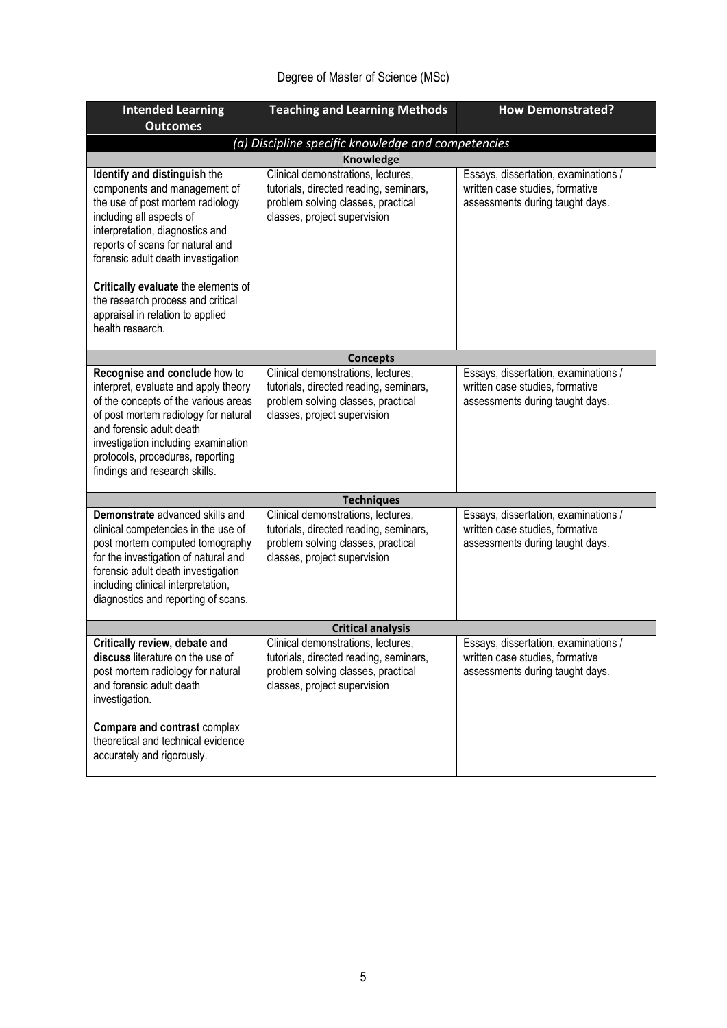Degree of Master of Science (MSc)

| Intended Learning Outcomes | Teaching and Learning Methods | How Demonstrated? |
| --- | --- | --- |
| *(a) Discipline specific knowledge and competencies* | | |
| **Knowledge** | | |
| **Identify and distinguish** the components and management of the use of post mortem radiology including all aspects of interpretation, diagnostics and reports of scans for natural and forensic adult death investigation<br><br>**Critically evaluate** the elements of the research process and critical appraisal in relation to applied health research. | Clinical demonstrations, lectures, tutorials, directed reading, seminars, problem solving classes, practical classes, project supervision | Essays, dissertation, examinations / written case studies, formative assessments during taught days. |
| **Concepts** | | |
| **Recognise and conclude** how to interpret, evaluate and apply theory of the concepts of the various areas of post mortem radiology for natural and forensic adult death investigation including examination protocols, procedures, reporting findings and research skills. | Clinical demonstrations, lectures, tutorials, directed reading, seminars, problem solving classes, practical classes, project supervision | Essays, dissertation, examinations / written case studies, formative assessments during taught days. |
| **Techniques** | | |
| **Demonstrate** advanced skills and clinical competencies in the use of post mortem computed tomography for the investigation of natural and forensic adult death investigation including clinical interpretation, diagnostics and reporting of scans. | Clinical demonstrations, lectures, tutorials, directed reading, seminars, problem solving classes, practical classes, project supervision | Essays, dissertation, examinations / written case studies, formative assessments during taught days. |
| **Critical analysis** | | |
| **Critically review, debate and discuss** literature on the use of post mortem radiology for natural and forensic adult death investigation.<br><br>**Compare and contrast** complex theoretical and technical evidence accurately and rigorously. | Clinical demonstrations, lectures, tutorials, directed reading, seminars, problem solving classes, practical classes, project supervision | Essays, dissertation, examinations / written case studies, formative assessments during taught days. |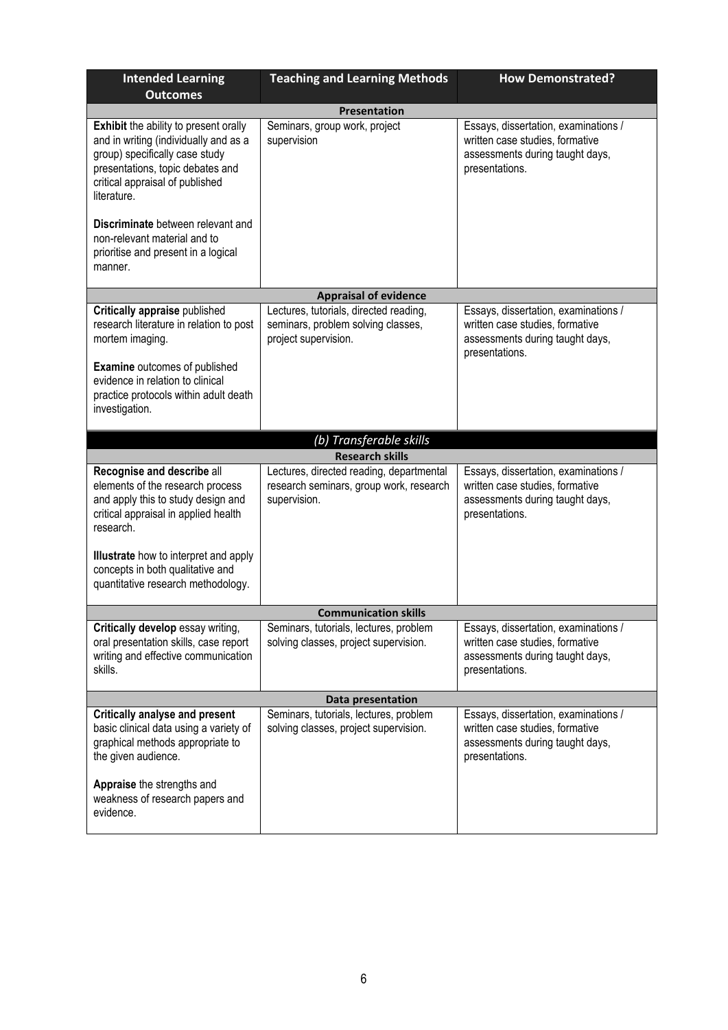| Intended Learning Outcomes | Teaching and Learning Methods | How Demonstrated? |
|---|---|---|
| **Presentation** | | |
| **Exhibit** the ability to present orally and in writing (individually and as a group) specifically case study presentations, topic debates and critical appraisal of published literature.<br><br>**Discriminate** between relevant and non-relevant material and to prioritise and present in a logical manner. | Seminars, group work, project supervision | Essays, dissertation, examinations / written case studies, formative assessments during taught days, presentations. |
| **Appraisal of evidence** | | |
| **Critically appraise** published research literature in relation to post mortem imaging.<br><br>**Examine** outcomes of published evidence in relation to clinical practice protocols within adult death investigation. | Lectures, tutorials, directed reading, seminars, problem solving classes, project supervision. | Essays, dissertation, examinations / written case studies, formative assessments during taught days, presentations. |
| ***(b) Transferable skills*** | | |
| **Research skills** | | |
| **Recognise and describe** all elements of the research process and apply this to study design and critical appraisal in applied health research.<br><br>**Illustrate** how to interpret and apply concepts in both qualitative and quantitative research methodology. | Lectures, directed reading, departmental research seminars, group work, research supervision. | Essays, dissertation, examinations / written case studies, formative assessments during taught days, presentations. |
| **Communication skills** | | |
| **Critically develop** essay writing, oral presentation skills, case report writing and effective communication skills. | Seminars, tutorials, lectures, problem solving classes, project supervision. | Essays, dissertation, examinations / written case studies, formative assessments during taught days, presentations. |
| **Data presentation** | | |
| **Critically analyse and present** basic clinical data using a variety of graphical methods appropriate to the given audience.<br><br>**Appraise** the strengths and weakness of research papers and evidence. | Seminars, tutorials, lectures, problem solving classes, project supervision. | Essays, dissertation, examinations / written case studies, formative assessments during taught days, presentations. |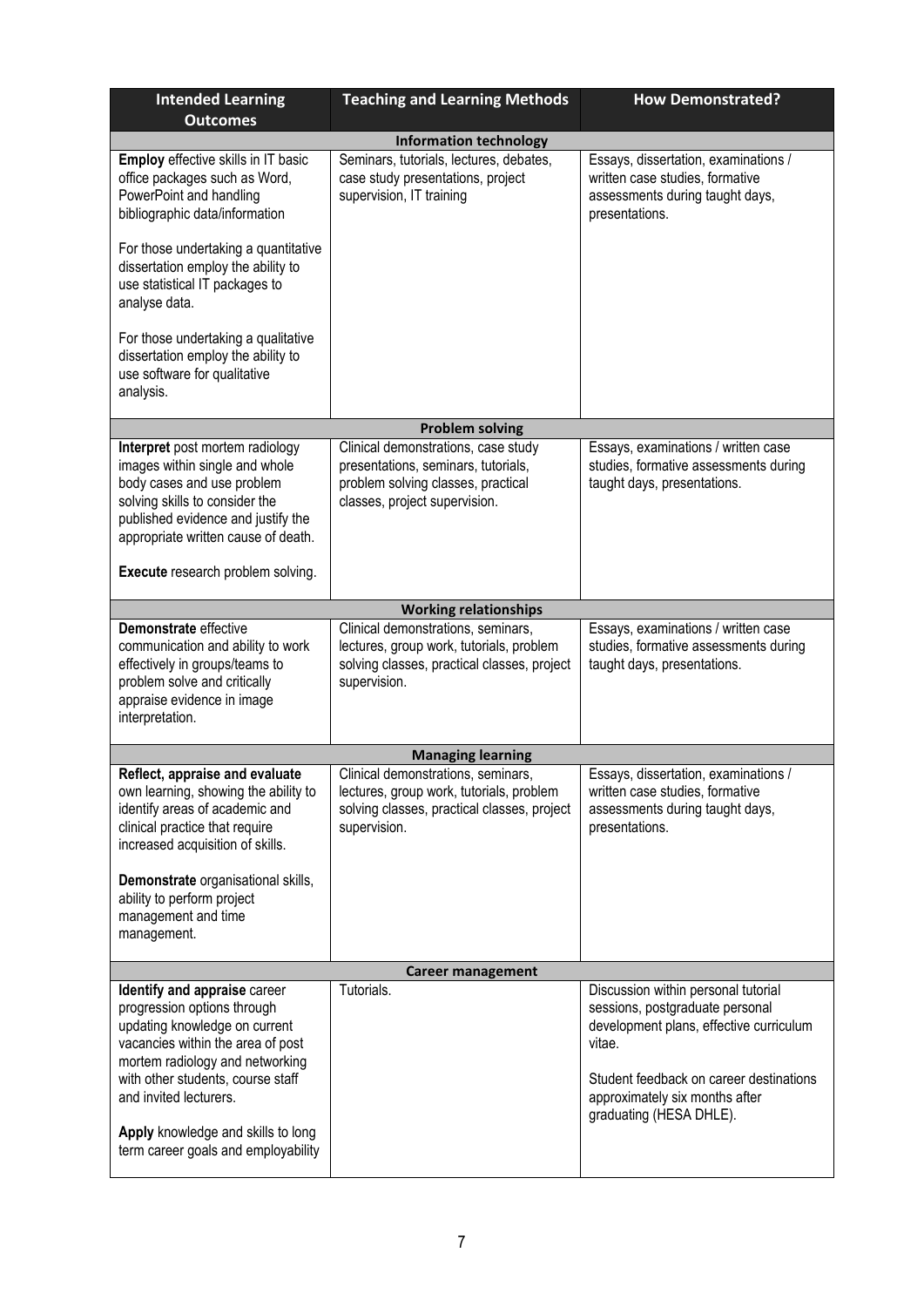| Intended Learning Outcomes | Teaching and Learning Methods | How Demonstrated? |
|---|---|---|
| **Information technology** | | |
| **Employ** effective skills in IT basic office packages such as Word, PowerPoint and handling bibliographic data/information<br><br>For those undertaking a quantitative dissertation employ the ability to use statistical IT packages to analyse data.<br><br>For those undertaking a qualitative dissertation employ the ability to use software for qualitative analysis. | Seminars, tutorials, lectures, debates, case study presentations, project supervision, IT training | Essays, dissertation, examinations / written case studies, formative assessments during taught days, presentations. |
| **Problem solving** | | |
| **Interpret** post mortem radiology images within single and whole body cases and use problem solving skills to consider the published evidence and justify the appropriate written cause of death.<br><br>**Execute** research problem solving. | Clinical demonstrations, case study presentations, seminars, tutorials, problem solving classes, practical classes, project supervision. | Essays, examinations / written case studies, formative assessments during taught days, presentations. |
| **Working relationships** | | |
| **Demonstrate** effective communication and ability to work effectively in groups/teams to problem solve and critically appraise evidence in image interpretation. | Clinical demonstrations, seminars, lectures, group work, tutorials, problem solving classes, practical classes, project supervision. | Essays, examinations / written case studies, formative assessments during taught days, presentations. |
| **Managing learning** | | |
| **Reflect, appraise and evaluate** own learning, showing the ability to identify areas of academic and clinical practice that require increased acquisition of skills.<br><br>**Demonstrate** organisational skills, ability to perform project management and time management. | Clinical demonstrations, seminars, lectures, group work, tutorials, problem solving classes, practical classes, project supervision. | Essays, dissertation, examinations / written case studies, formative assessments during taught days, presentations. |
| **Career management** | | |
| **Identify and appraise** career progression options through updating knowledge on current vacancies within the area of post mortem radiology and networking with other students, course staff and invited lecturers.<br><br>**Apply** knowledge and skills to long term career goals and employability | Tutorials. | Discussion within personal tutorial sessions, postgraduate personal development plans, effective curriculum vitae.<br><br>Student feedback on career destinations approximately six months after graduating (HESA DHLE). |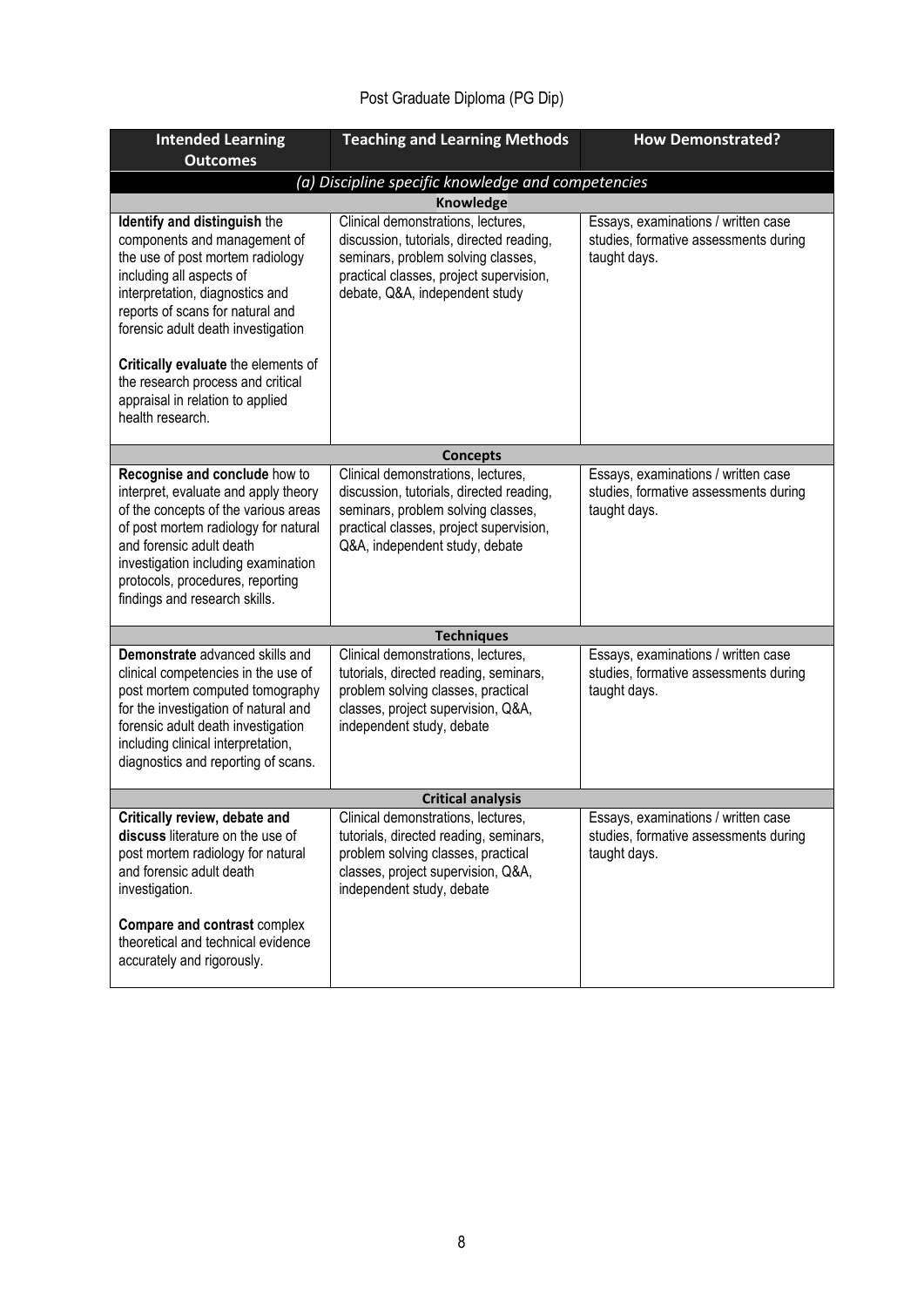Post Graduate Diploma (PG Dip)

| Intended Learning Outcomes | Teaching and Learning Methods | How Demonstrated? |
|---|---|---|
| *(a) Discipline specific knowledge and competencies* | | |
| **Knowledge** | | |
| **Identify and distinguish** the components and management of the use of post mortem radiology including all aspects of interpretation, diagnostics and reports of scans for natural and forensic adult death investigation<br><br>**Critically evaluate** the elements of the research process and critical appraisal in relation to applied health research. | Clinical demonstrations, lectures, discussion, tutorials, directed reading, seminars, problem solving classes, practical classes, project supervision, debate, Q&A, independent study | Essays, examinations / written case studies, formative assessments during taught days. |
| **Concepts** | | |
| **Recognise and conclude** how to interpret, evaluate and apply theory of the concepts of the various areas of post mortem radiology for natural and forensic adult death investigation including examination protocols, procedures, reporting findings and research skills. | Clinical demonstrations, lectures, discussion, tutorials, directed reading, seminars, problem solving classes, practical classes, project supervision, Q&A, independent study, debate | Essays, examinations / written case studies, formative assessments during taught days. |
| **Techniques** | | |
| **Demonstrate** advanced skills and clinical competencies in the use of post mortem computed tomography for the investigation of natural and forensic adult death investigation including clinical interpretation, diagnostics and reporting of scans. | Clinical demonstrations, lectures, tutorials, directed reading, seminars, problem solving classes, practical classes, project supervision, Q&A, independent study, debate | Essays, examinations / written case studies, formative assessments during taught days. |
| **Critical analysis** | | |
| **Critically review, debate and discuss** literature on the use of post mortem radiology for natural and forensic adult death investigation.<br><br>**Compare and contrast** complex theoretical and technical evidence accurately and rigorously. | Clinical demonstrations, lectures, tutorials, directed reading, seminars, problem solving classes, practical classes, project supervision, Q&A, independent study, debate | Essays, examinations / written case studies, formative assessments during taught days. |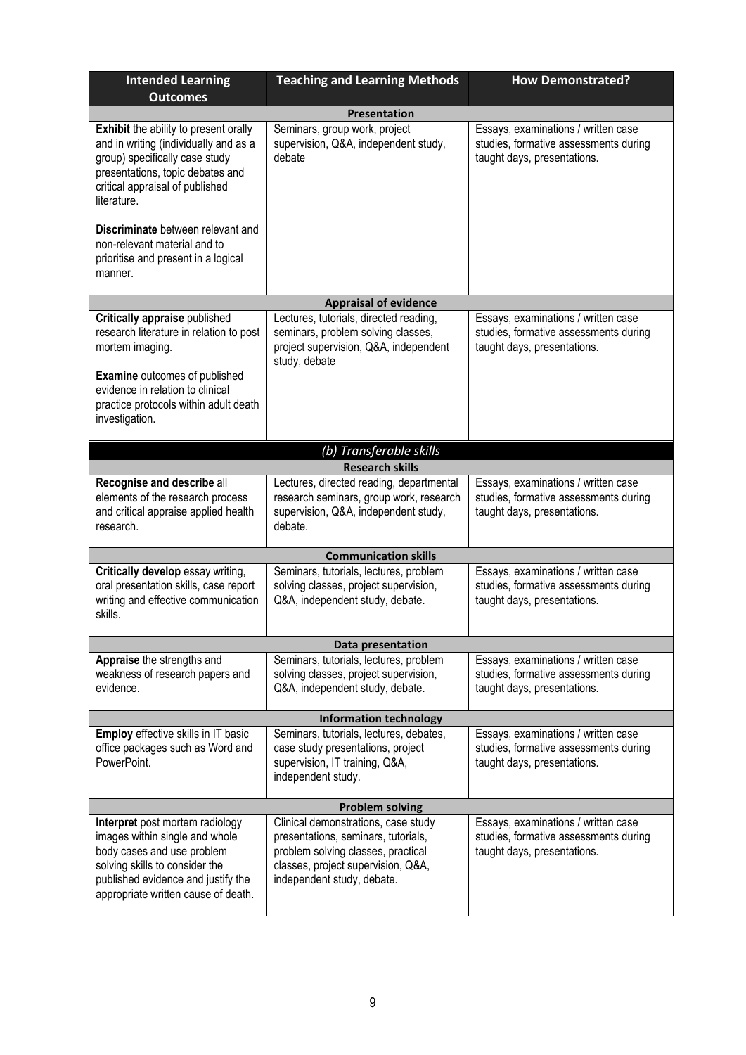| Intended Learning Outcomes | Teaching and Learning Methods | How Demonstrated? |
|---|---|---|
| **Presentation** | | |
| **Exhibit** the ability to present orally and in writing (individually and as a group) specifically case study presentations, topic debates and critical appraisal of published literature.<br><br>**Discriminate** between relevant and non-relevant material and to prioritise and present in a logical manner. | Seminars, group work, project supervision, Q&A, independent study, debate | Essays, examinations / written case studies, formative assessments during taught days, presentations. |
| **Appraisal of evidence** | | |
| **Critically appraise** published research literature in relation to post mortem imaging.<br><br>**Examine** outcomes of published evidence in relation to clinical practice protocols within adult death investigation. | Lectures, tutorials, directed reading, seminars, problem solving classes, project supervision, Q&A, independent study, debate | Essays, examinations / written case studies, formative assessments during taught days, presentations. |
| ***(b) Transferable skills*** | | |
| **Research skills** | | |
| **Recognise and describe** all elements of the research process and critical appraise applied health research. | Lectures, directed reading, departmental research seminars, group work, research supervision, Q&A, independent study, debate. | Essays, examinations / written case studies, formative assessments during taught days, presentations. |
| **Communication skills** | | |
| **Critically develop** essay writing, oral presentation skills, case report writing and effective communication skills. | Seminars, tutorials, lectures, problem solving classes, project supervision, Q&A, independent study, debate. | Essays, examinations / written case studies, formative assessments during taught days, presentations. |
| **Data presentation** | | |
| **Appraise** the strengths and weakness of research papers and evidence. | Seminars, tutorials, lectures, problem solving classes, project supervision, Q&A, independent study, debate. | Essays, examinations / written case studies, formative assessments during taught days, presentations. |
| **Information technology** | | |
| **Employ** effective skills in IT basic office packages such as Word and PowerPoint. | Seminars, tutorials, lectures, debates, case study presentations, project supervision, IT training, Q&A, independent study. | Essays, examinations / written case studies, formative assessments during taught days, presentations. |
| **Problem solving** | | |
| **Interpret** post mortem radiology images within single and whole body cases and use problem solving skills to consider the published evidence and justify the appropriate written cause of death. | Clinical demonstrations, case study presentations, seminars, tutorials, problem solving classes, practical classes, project supervision, Q&A, independent study, debate. | Essays, examinations / written case studies, formative assessments during taught days, presentations. |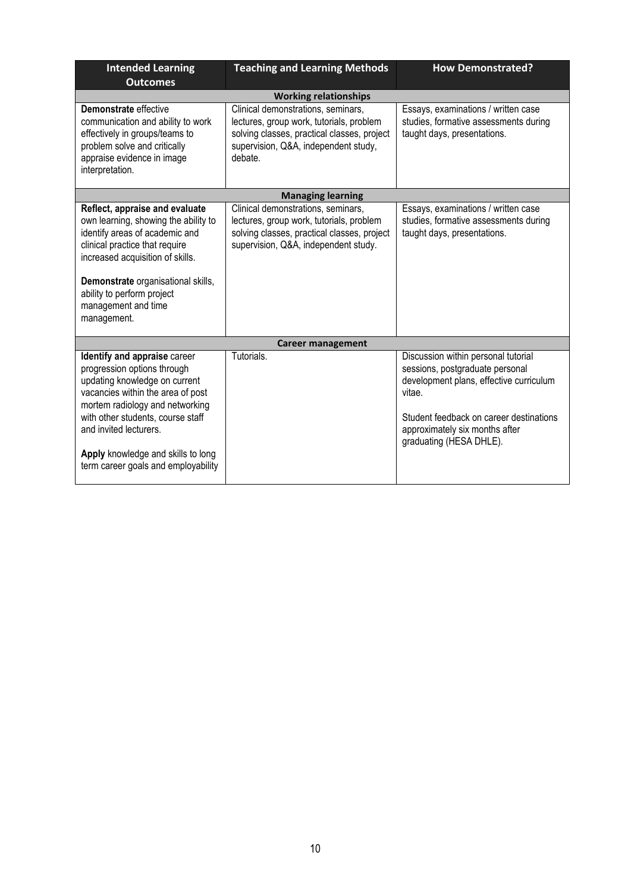| Intended Learning Outcomes | Teaching and Learning Methods | How Demonstrated? |
|---|---|---|
| **Working relationships** | | |
| **Demonstrate** effective communication and ability to work effectively in groups/teams to problem solve and critically appraise evidence in image interpretation. | Clinical demonstrations, seminars, lectures, group work, tutorials, problem solving classes, practical classes, project supervision, Q&A, independent study, debate. | Essays, examinations / written case studies, formative assessments during taught days, presentations. |
| **Managing learning** | | |
| **Reflect, appraise and evaluate** own learning, showing the ability to identify areas of academic and clinical practice that require increased acquisition of skills.<br><br>**Demonstrate** organisational skills, ability to perform project management and time management. | Clinical demonstrations, seminars, lectures, group work, tutorials, problem solving classes, practical classes, project supervision, Q&A, independent study. | Essays, examinations / written case studies, formative assessments during taught days, presentations. |
| **Career management** | | |
| **Identify and appraise** career progression options through updating knowledge on current vacancies within the area of post mortem radiology and networking with other students, course staff and invited lecturers.<br><br>**Apply** knowledge and skills to long term career goals and employability | Tutorials. | Discussion within personal tutorial sessions, postgraduate personal development plans, effective curriculum vitae.<br><br>Student feedback on career destinations approximately six months after graduating (HESA DHLE). |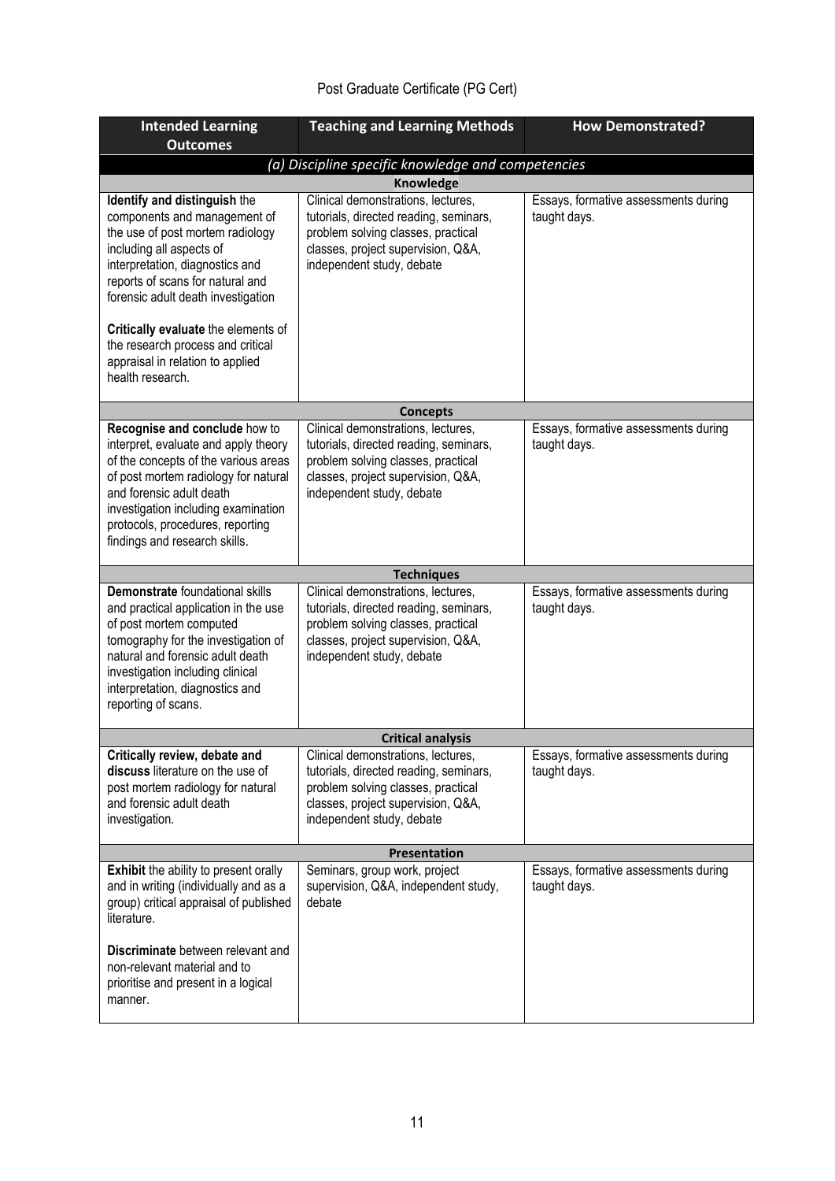Post Graduate Certificate (PG Cert)

| Intended Learning Outcomes | Teaching and Learning Methods | How Demonstrated? |
|---|---|---|
| *(a) Discipline specific knowledge and competencies* | | |
| **Knowledge** | | |
| **Identify and distinguish** the components and management of the use of post mortem radiology including all aspects of interpretation, diagnostics and reports of scans for natural and forensic adult death investigation<br><br>**Critically evaluate** the elements of the research process and critical appraisal in relation to applied health research. | Clinical demonstrations, lectures, tutorials, directed reading, seminars, problem solving classes, practical classes, project supervision, Q&A, independent study, debate | Essays, formative assessments during taught days. |
| **Concepts** | | |
| **Recognise and conclude** how to interpret, evaluate and apply theory of the concepts of the various areas of post mortem radiology for natural and forensic adult death investigation including examination protocols, procedures, reporting findings and research skills. | Clinical demonstrations, lectures, tutorials, directed reading, seminars, problem solving classes, practical classes, project supervision, Q&A, independent study, debate | Essays, formative assessments during taught days. |
| **Techniques** | | |
| **Demonstrate** foundational skills and practical application in the use of post mortem computed tomography for the investigation of natural and forensic adult death investigation including clinical interpretation, diagnostics and reporting of scans. | Clinical demonstrations, lectures, tutorials, directed reading, seminars, problem solving classes, practical classes, project supervision, Q&A, independent study, debate | Essays, formative assessments during taught days. |
| **Critical analysis** | | |
| **Critically review, debate and discuss** literature on the use of post mortem radiology for natural and forensic adult death investigation. | Clinical demonstrations, lectures, tutorials, directed reading, seminars, problem solving classes, practical classes, project supervision, Q&A, independent study, debate | Essays, formative assessments during taught days. |
| **Presentation** | | |
| **Exhibit** the ability to present orally and in writing (individually and as a group) critical appraisal of published literature.<br><br>**Discriminate** between relevant and non-relevant material and to prioritise and present in a logical manner. | Seminars, group work, project supervision, Q&A, independent study, debate | Essays, formative assessments during taught days. |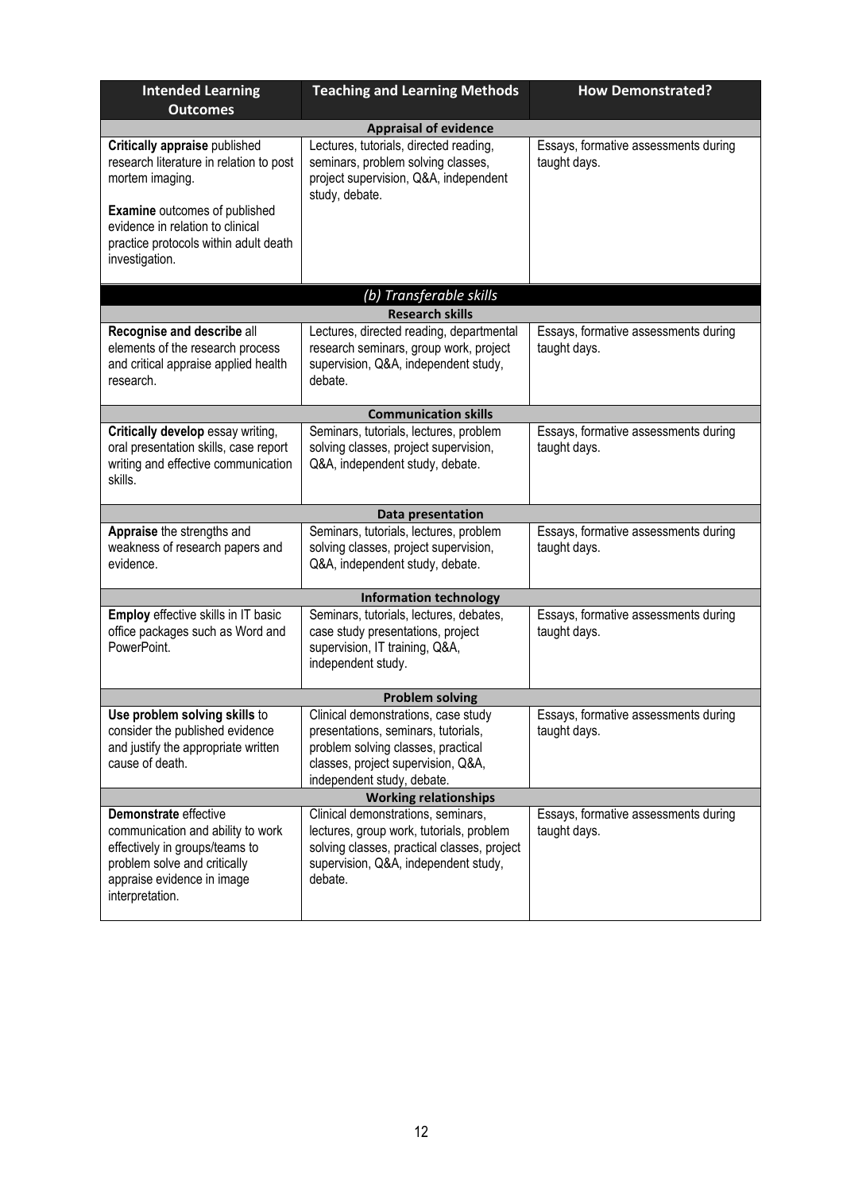| Intended Learning Outcomes | Teaching and Learning Methods | How Demonstrated? |
|---|---|---|
| **Appraisal of evidence** | | |
| **Critically appraise** published research literature in relation to post mortem imaging.<br><br>**Examine** outcomes of published evidence in relation to clinical practice protocols within adult death investigation. | Lectures, tutorials, directed reading, seminars, problem solving classes, project supervision, Q&A, independent study, debate. | Essays, formative assessments during taught days. |
| ***(b) Transferable skills*** | | |
| **Research skills** | | |
| **Recognise and describe** all elements of the research process and critical appraise applied health research. | Lectures, directed reading, departmental research seminars, group work, project supervision, Q&A, independent study, debate. | Essays, formative assessments during taught days. |
| **Communication skills** | | |
| **Critically develop** essay writing, oral presentation skills, case report writing and effective communication skills. | Seminars, tutorials, lectures, problem solving classes, project supervision, Q&A, independent study, debate. | Essays, formative assessments during taught days. |
| **Data presentation** | | |
| **Appraise** the strengths and weakness of research papers and evidence. | Seminars, tutorials, lectures, problem solving classes, project supervision, Q&A, independent study, debate. | Essays, formative assessments during taught days. |
| **Information technology** | | |
| **Employ** effective skills in IT basic office packages such as Word and PowerPoint. | Seminars, tutorials, lectures, debates, case study presentations, project supervision, IT training, Q&A, independent study. | Essays, formative assessments during taught days. |
| **Problem solving** | | |
| **Use problem solving skills** to consider the published evidence and justify the appropriate written cause of death. | Clinical demonstrations, case study presentations, seminars, tutorials, problem solving classes, practical classes, project supervision, Q&A, independent study, debate. | Essays, formative assessments during taught days. |
| **Working relationships** | | |
| **Demonstrate** effective communication and ability to work effectively in groups/teams to problem solve and critically appraise evidence in image interpretation. | Clinical demonstrations, seminars, lectures, group work, tutorials, problem solving classes, practical classes, project supervision, Q&A, independent study, debate. | Essays, formative assessments during taught days. |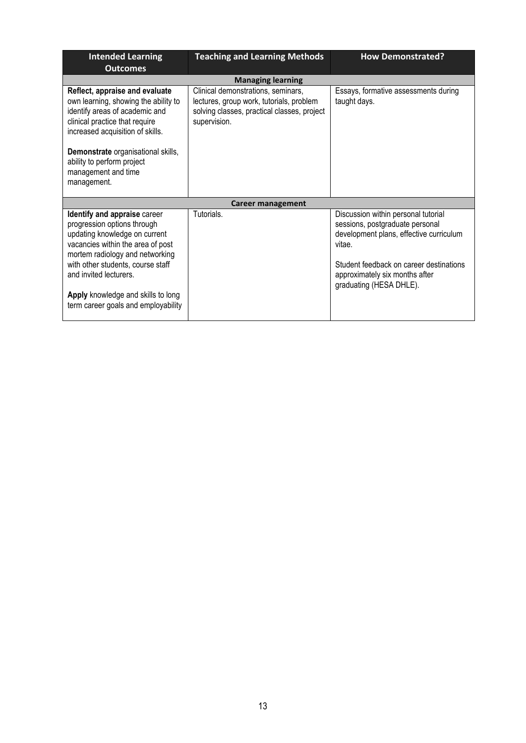| Intended Learning Outcomes | Teaching and Learning Methods | How Demonstrated? |
|---|---|---|
| **Managing learning** | | |
| **Reflect, appraise and evaluate** own learning, showing the ability to identify areas of academic and clinical practice that require increased acquisition of skills.<br><br>**Demonstrate** organisational skills, ability to perform project management and time management. | Clinical demonstrations, seminars, lectures, group work, tutorials, problem solving classes, practical classes, project supervision. | Essays, formative assessments during taught days. |
| **Career management** | | |
| **Identify and appraise** career progression options through updating knowledge on current vacancies within the area of post mortem radiology and networking with other students, course staff and invited lecturers.<br><br>**Apply** knowledge and skills to long term career goals and employability | Tutorials. | Discussion within personal tutorial sessions, postgraduate personal development plans, effective curriculum vitae.<br><br>Student feedback on career destinations approximately six months after graduating (HESA DHLE). |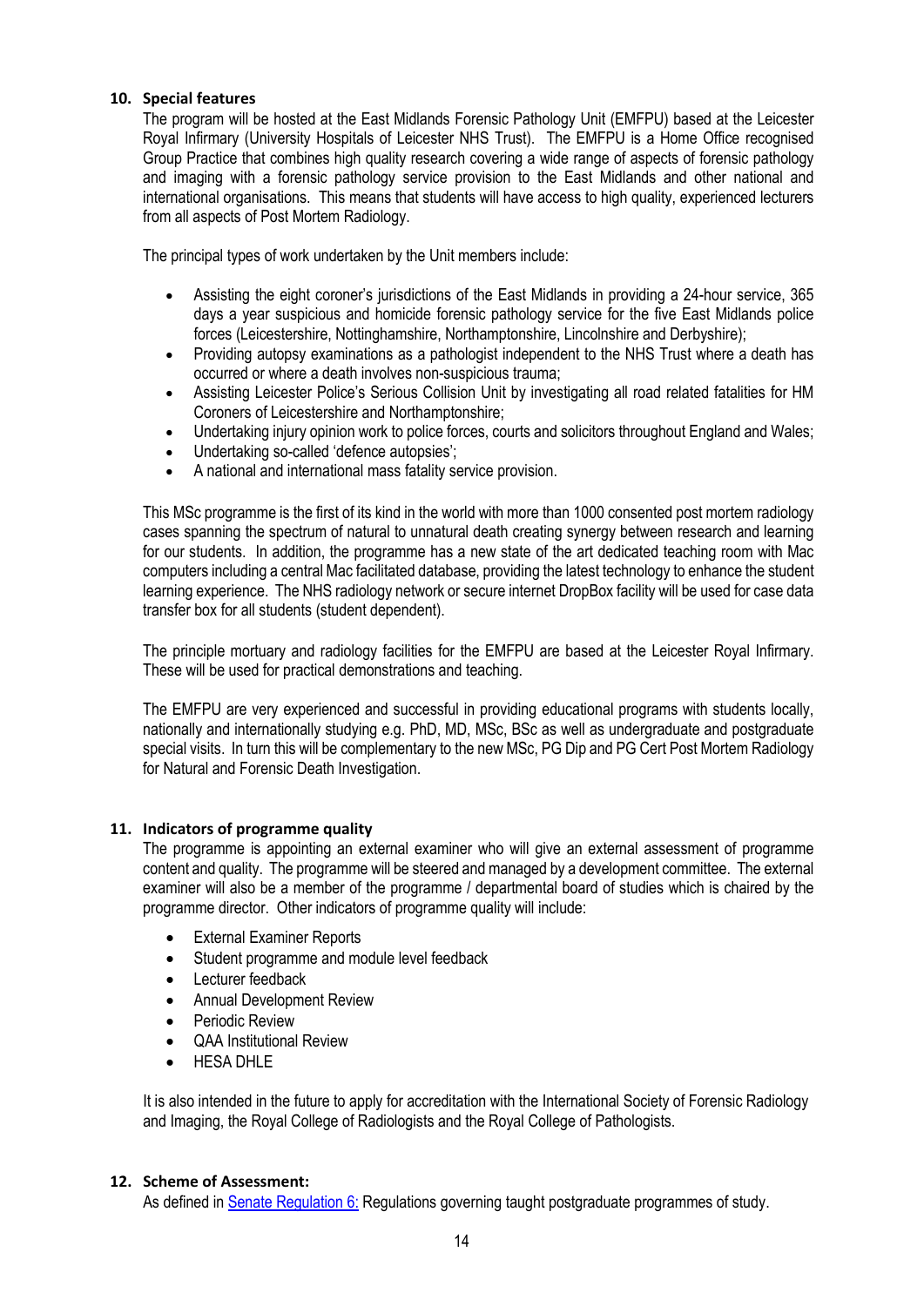## 10. Special features

The program will be hosted at the East Midlands Forensic Pathology Unit (EMFPU) based at the Leicester Royal Infirmary (University Hospitals of Leicester NHS Trust). The EMFPU is a Home Office recognised Group Practice that combines high quality research covering a wide range of aspects of forensic pathology and imaging with a forensic pathology service provision to the East Midlands and other national and international organisations. This means that students will have access to high quality, experienced lecturers from all aspects of Post Mortem Radiology.

The principal types of work undertaken by the Unit members include:

- Assisting the eight coroner's jurisdictions of the East Midlands in providing a 24-hour service, 365 days a year suspicious and homicide forensic pathology service for the five East Midlands police forces (Leicestershire, Nottinghamshire, Northamptonshire, Lincolnshire and Derbyshire);
- Providing autopsy examinations as a pathologist independent to the NHS Trust where a death has occurred or where a death involves non-suspicious trauma;
- Assisting Leicester Police's Serious Collision Unit by investigating all road related fatalities for HM Coroners of Leicestershire and Northamptonshire;
- Undertaking injury opinion work to police forces, courts and solicitors throughout England and Wales;
- Undertaking so-called 'defence autopsies';
- A national and international mass fatality service provision.

This MSc programme is the first of its kind in the world with more than 1000 consented post mortem radiology cases spanning the spectrum of natural to unnatural death creating synergy between research and learning for our students. In addition, the programme has a new state of the art dedicated teaching room with Mac computers including a central Mac facilitated database, providing the latest technology to enhance the student learning experience. The NHS radiology network or secure internet DropBox facility will be used for case data transfer box for all students (student dependent).

The principle mortuary and radiology facilities for the EMFPU are based at the Leicester Royal Infirmary. These will be used for practical demonstrations and teaching.

The EMFPU are very experienced and successful in providing educational programs with students locally, nationally and internationally studying e.g. PhD, MD, MSc, BSc as well as undergraduate and postgraduate special visits. In turn this will be complementary to the new MSc, PG Dip and PG Cert Post Mortem Radiology for Natural and Forensic Death Investigation.

## 11. Indicators of programme quality

The programme is appointing an external examiner who will give an external assessment of programme content and quality. The programme will be steered and managed by a development committee. The external examiner will also be a member of the programme / departmental board of studies which is chaired by the programme director. Other indicators of programme quality will include:

- External Examiner Reports
- Student programme and module level feedback
- Lecturer feedback
- Annual Development Review
- Periodic Review
- QAA Institutional Review
- HESA DHLE

It is also intended in the future to apply for accreditation with the International Society of Forensic Radiology and Imaging, the Royal College of Radiologists and the Royal College of Pathologists.

## 12. Scheme of Assessment:

As defined in Senate Regulation 6: Regulations governing taught postgraduate programmes of study.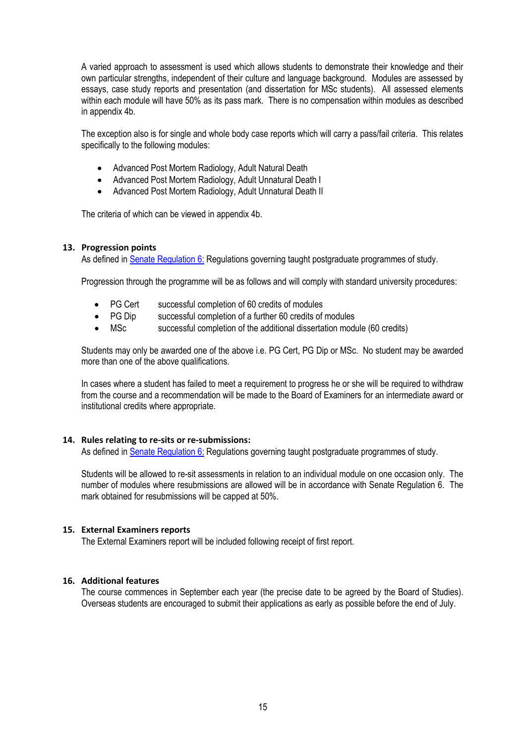A varied approach to assessment is used which allows students to demonstrate their knowledge and their own particular strengths, independent of their culture and language background. Modules are assessed by essays, case study reports and presentation (and dissertation for MSc students). All assessed elements within each module will have 50% as its pass mark. There is no compensation within modules as described in appendix 4b.

The exception also is for single and whole body case reports which will carry a pass/fail criteria. This relates specifically to the following modules:

- Advanced Post Mortem Radiology, Adult Natural Death
- Advanced Post Mortem Radiology, Adult Unnatural Death I
- Advanced Post Mortem Radiology, Adult Unnatural Death II

The criteria of which can be viewed in appendix 4b.

## 13. Progression points

As defined in [Senate Regulation 6:]() Regulations governing taught postgraduate programmes of study.

Progression through the programme will be as follows and will comply with standard university procedures:

- PG Cert successful completion of 60 credits of modules
- PG Dip successful completion of a further 60 credits of modules
- MSc successful completion of the additional dissertation module (60 credits)

Students may only be awarded one of the above i.e. PG Cert, PG Dip or MSc. No student may be awarded more than one of the above qualifications.

In cases where a student has failed to meet a requirement to progress he or she will be required to withdraw from the course and a recommendation will be made to the Board of Examiners for an intermediate award or institutional credits where appropriate.

## 14. Rules relating to re-sits or re-submissions:

As defined in [Senate Regulation 6:]() Regulations governing taught postgraduate programmes of study.

Students will be allowed to re-sit assessments in relation to an individual module on one occasion only. The number of modules where resubmissions are allowed will be in accordance with Senate Regulation 6. The mark obtained for resubmissions will be capped at 50%.

## 15. External Examiners reports

The External Examiners report will be included following receipt of first report.

## 16. Additional features

The course commences in September each year (the precise date to be agreed by the Board of Studies). Overseas students are encouraged to submit their applications as early as possible before the end of July.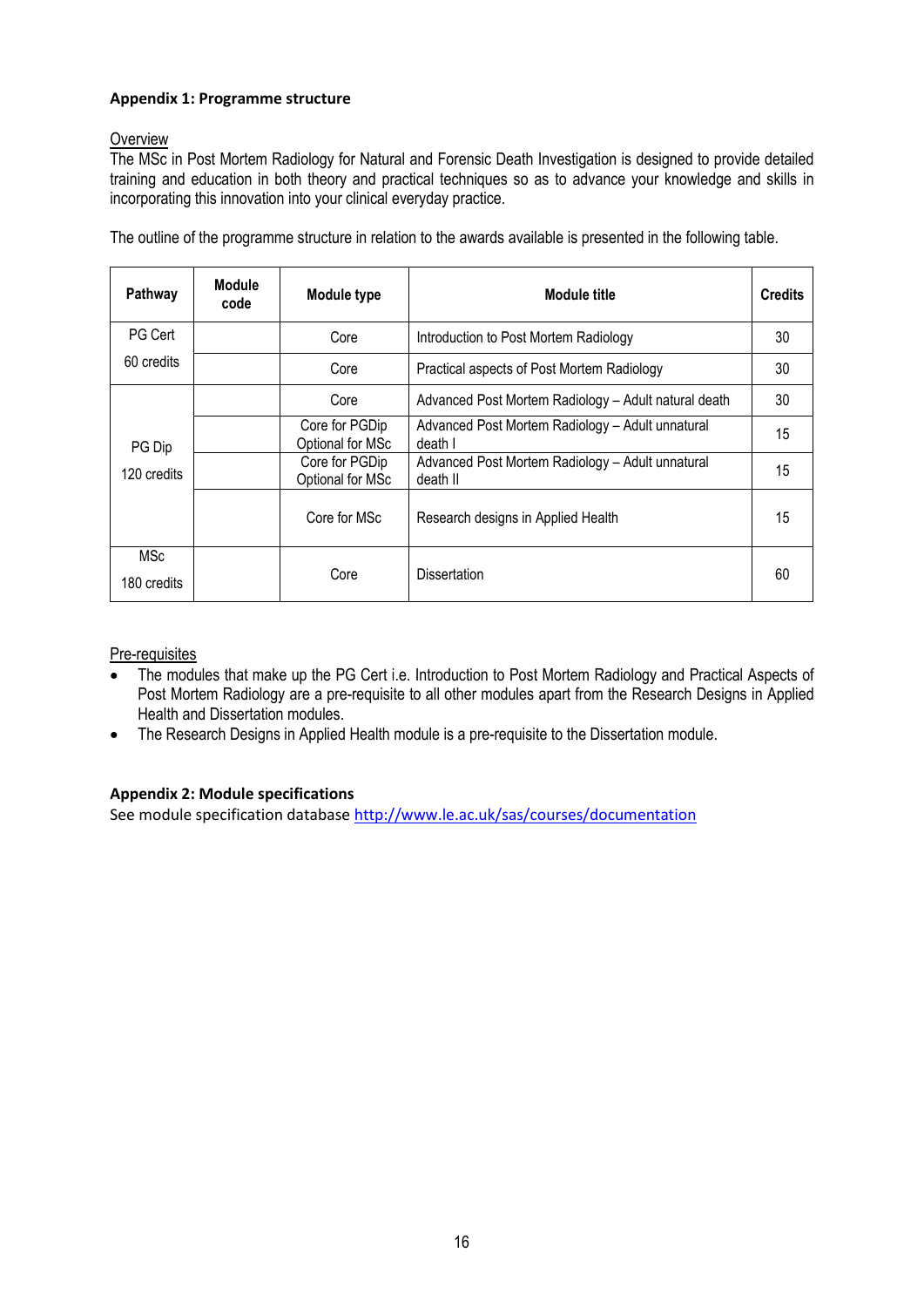**Appendix 1: Programme structure**

Overview
The MSc in Post Mortem Radiology for Natural and Forensic Death Investigation is designed to provide detailed training and education in both theory and practical techniques so as to advance your knowledge and skills in incorporating this innovation into your clinical everyday practice.

The outline of the programme structure in relation to the awards available is presented in the following table.

| Pathway | Module code | Module type | Module title | Credits |
|---|---|---|---|---|
| PG Cert 60 credits | | Core | Introduction to Post Mortem Radiology | 30 |
| | | Core | Practical aspects of Post Mortem Radiology | 30 |
| PG Dip 120 credits | | Core | Advanced Post Mortem Radiology – Adult natural death | 30 |
| | | Core for PGDip Optional for MSc | Advanced Post Mortem Radiology – Adult unnatural death I | 15 |
| | | Core for PGDip Optional for MSc | Advanced Post Mortem Radiology – Adult unnatural death II | 15 |
| | | Core for MSc | Research designs in Applied Health | 15 |
| MSc 180 credits | | Core | Dissertation | 60 |

Pre-requisites

- The modules that make up the PG Cert i.e. Introduction to Post Mortem Radiology and Practical Aspects of Post Mortem Radiology are a pre-requisite to all other modules apart from the Research Designs in Applied Health and Dissertation modules.
- The Research Designs in Applied Health module is a pre-requisite to the Dissertation module.

**Appendix 2: Module specifications**
See module specification database http://www.le.ac.uk/sas/courses/documentation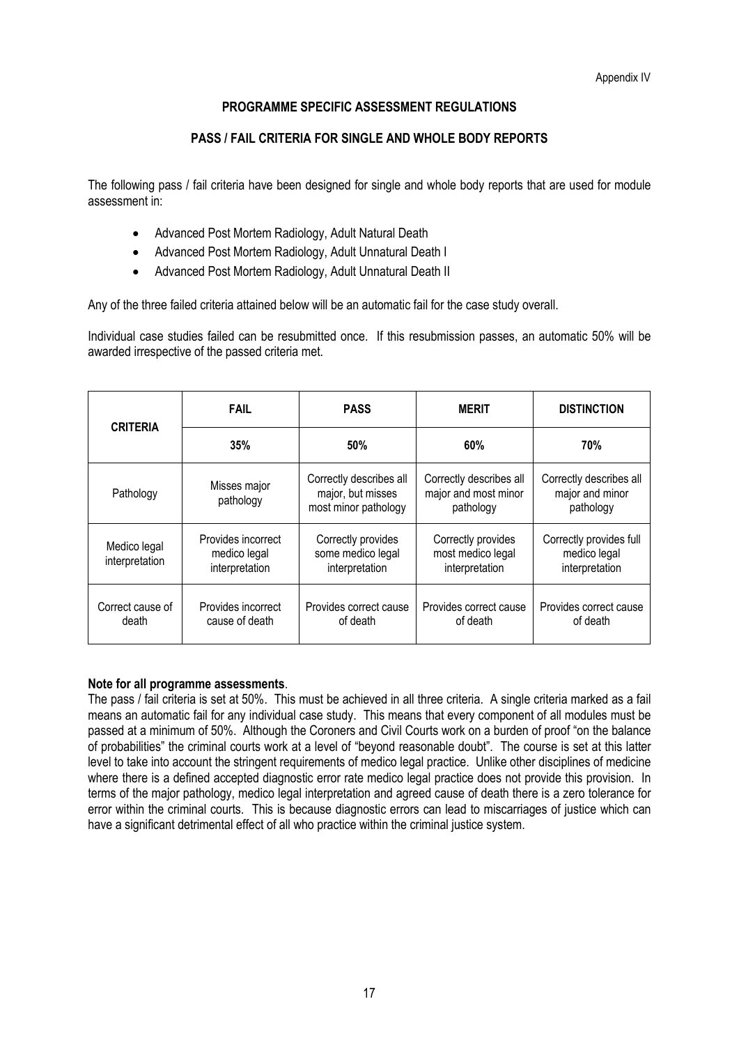Appendix IV

## PROGRAMME SPECIFIC ASSESSMENT REGULATIONS

### PASS / FAIL CRITERIA FOR SINGLE AND WHOLE BODY REPORTS

The following pass / fail criteria have been designed for single and whole body reports that are used for module assessment in:

- Advanced Post Mortem Radiology, Adult Natural Death
- Advanced Post Mortem Radiology, Adult Unnatural Death I
- Advanced Post Mortem Radiology, Adult Unnatural Death II

Any of the three failed criteria attained below will be an automatic fail for the case study overall.

Individual case studies failed can be resubmitted once. If this resubmission passes, an automatic 50% will be awarded irrespective of the passed criteria met.

| CRITERIA | FAIL | PASS | MERIT | DISTINCTION |
|---|---|---|---|---|
| | 35% | 50% | 60% | 70% |
| Pathology | Misses major pathology | Correctly describes all major, but misses most minor pathology | Correctly describes all major and most minor pathology | Correctly describes all major and minor pathology |
| Medico legal interpretation | Provides incorrect medico legal interpretation | Correctly provides some medico legal interpretation | Correctly provides most medico legal interpretation | Correctly provides full medico legal interpretation |
| Correct cause of death | Provides incorrect cause of death | Provides correct cause of death | Provides correct cause of death | Provides correct cause of death |

**Note for all programme assessments**.

The pass / fail criteria is set at 50%. This must be achieved in all three criteria. A single criteria marked as a fail means an automatic fail for any individual case study. This means that every component of all modules must be passed at a minimum of 50%. Although the Coroners and Civil Courts work on a burden of proof "on the balance of probabilities" the criminal courts work at a level of "beyond reasonable doubt". The course is set at this latter level to take into account the stringent requirements of medico legal practice. Unlike other disciplines of medicine where there is a defined accepted diagnostic error rate medico legal practice does not provide this provision. In terms of the major pathology, medico legal interpretation and agreed cause of death there is a zero tolerance for error within the criminal courts. This is because diagnostic errors can lead to miscarriages of justice which can have a significant detrimental effect of all who practice within the criminal justice system.